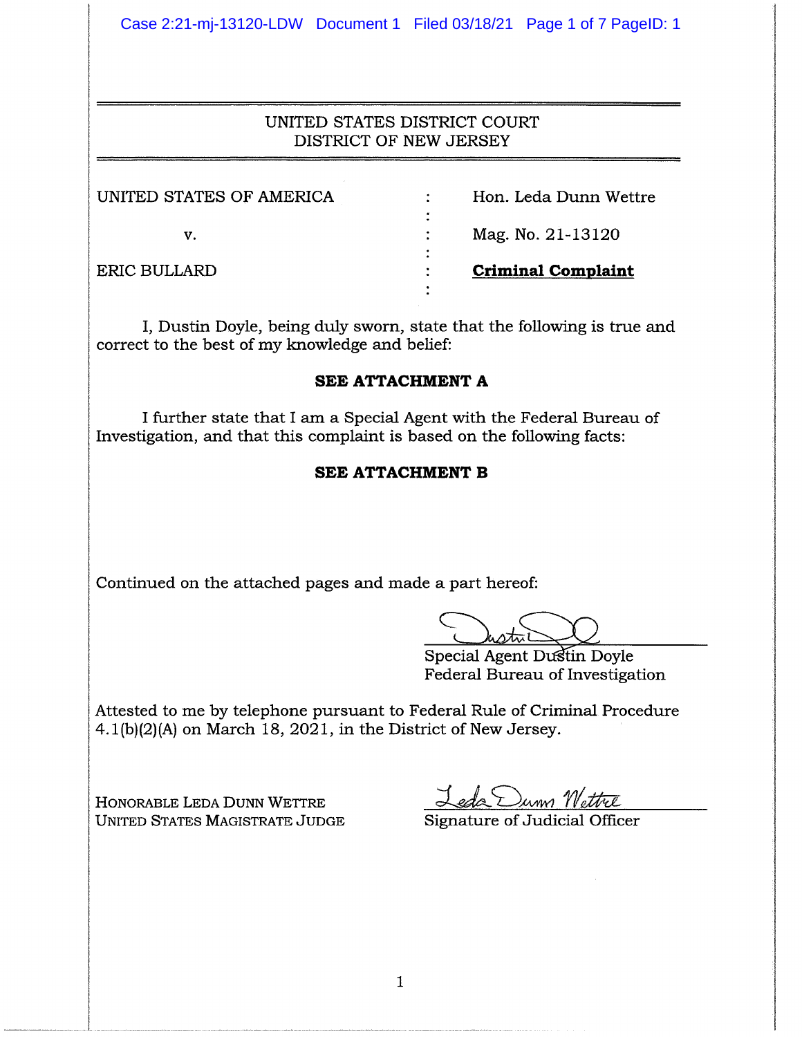UNITED STATES DISTRICT COURT
DISTRICT OF NEW JERSEY

| | | |
|---|---|---|
| UNITED STATES OF AMERICA | : | Hon. Leda Dunn Wettre |
| v. | : | Mag. No. 21-13120 |
| ERIC BULLARD | : | **Criminal Complaint** |

I, Dustin Doyle, being duly sworn, state that the following is true and correct to the best of my knowledge and belief:

**SEE ATTACHMENT A**

I further state that I am a Special Agent with the Federal Bureau of Investigation, and that this complaint is based on the following facts:

**SEE ATTACHMENT B**

Continued on the attached pages and made a part hereof:

Special Agent Dustin Doyle
Federal Bureau of Investigation

Attested to me by telephone pursuant to Federal Rule of Criminal Procedure 4.1(b)(2)(A) on March 18, 2021, in the District of New Jersey.

HONORABLE LEDA DUNN WETTRE
UNITED STATES MAGISTRATE JUDGE

Signature of Judicial Officer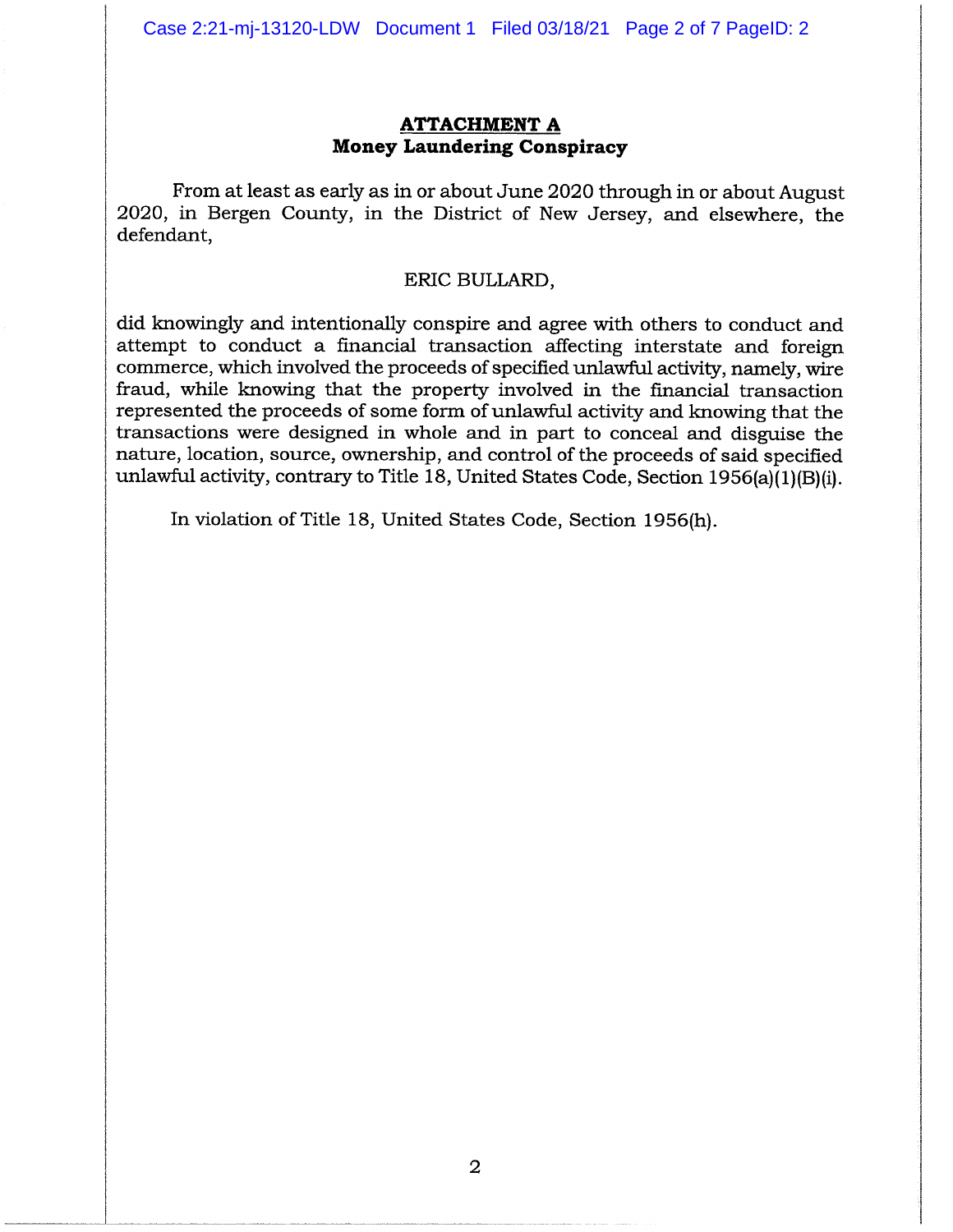## ATTACHMENT A
### Money Laundering Conspiracy

From at least as early as in or about June 2020 through in or about August 2020, in Bergen County, in the District of New Jersey, and elsewhere, the defendant,

ERIC BULLARD,

did knowingly and intentionally conspire and agree with others to conduct and attempt to conduct a financial transaction affecting interstate and foreign commerce, which involved the proceeds of specified unlawful activity, namely, wire fraud, while knowing that the property involved in the financial transaction represented the proceeds of some form of unlawful activity and knowing that the transactions were designed in whole and in part to conceal and disguise the nature, location, source, ownership, and control of the proceeds of said specified unlawful activity, contrary to Title 18, United States Code, Section 1956(a)(1)(B)(i).

In violation of Title 18, United States Code, Section 1956(h).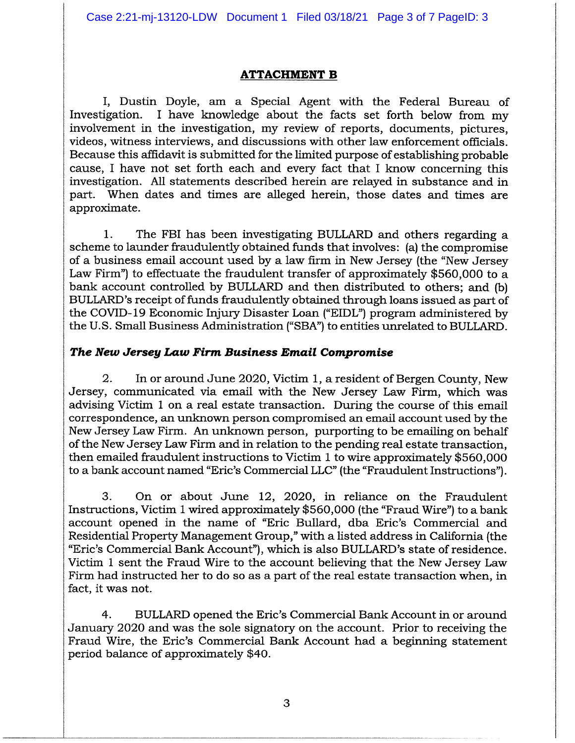## ATTACHMENT B

I, Dustin Doyle, am a Special Agent with the Federal Bureau of Investigation. I have knowledge about the facts set forth below from my involvement in the investigation, my review of reports, documents, pictures, videos, witness interviews, and discussions with other law enforcement officials. Because this affidavit is submitted for the limited purpose of establishing probable cause, I have not set forth each and every fact that I know concerning this investigation. All statements described herein are relayed in substance and in part. When dates and times are alleged herein, those dates and times are approximate.

1. The FBI has been investigating BULLARD and others regarding a scheme to launder fraudulently obtained funds that involves: (a) the compromise of a business email account used by a law firm in New Jersey (the "New Jersey Law Firm") to effectuate the fraudulent transfer of approximately $560,000 to a bank account controlled by BULLARD and then distributed to others; and (b) BULLARD's receipt of funds fraudulently obtained through loans issued as part of the COVID-19 Economic Injury Disaster Loan ("EIDL") program administered by the U.S. Small Business Administration ("SBA") to entities unrelated to BULLARD.

***The New Jersey Law Firm Business Email Compromise***

2. In or around June 2020, Victim 1, a resident of Bergen County, New Jersey, communicated via email with the New Jersey Law Firm, which was advising Victim 1 on a real estate transaction. During the course of this email correspondence, an unknown person compromised an email account used by the New Jersey Law Firm. An unknown person, purporting to be emailing on behalf of the New Jersey Law Firm and in relation to the pending real estate transaction, then emailed fraudulent instructions to Victim 1 to wire approximately $560,000 to a bank account named "Eric's Commercial LLC" (the "Fraudulent Instructions").

3. On or about June 12, 2020, in reliance on the Fraudulent Instructions, Victim 1 wired approximately $560,000 (the "Fraud Wire") to a bank account opened in the name of "Eric Bullard, dba Eric's Commercial and Residential Property Management Group," with a listed address in California (the "Eric's Commercial Bank Account"), which is also BULLARD's state of residence. Victim 1 sent the Fraud Wire to the account believing that the New Jersey Law Firm had instructed her to do so as a part of the real estate transaction when, in fact, it was not.

4. BULLARD opened the Eric's Commercial Bank Account in or around January 2020 and was the sole signatory on the account. Prior to receiving the Fraud Wire, the Eric's Commercial Bank Account had a beginning statement period balance of approximately $40.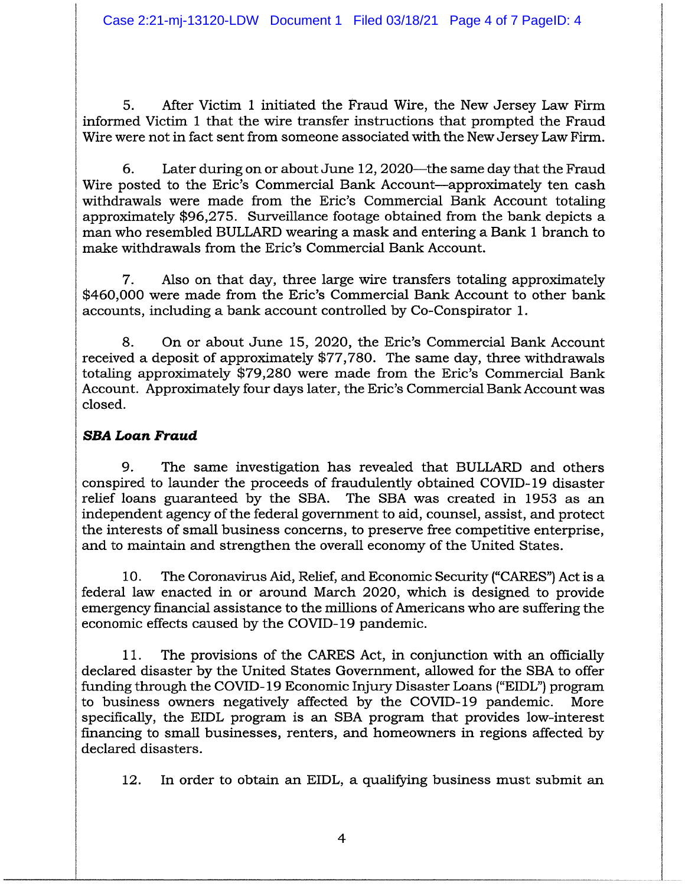5. After Victim 1 initiated the Fraud Wire, the New Jersey Law Firm informed Victim 1 that the wire transfer instructions that prompted the Fraud Wire were not in fact sent from someone associated with the New Jersey Law Firm.

6. Later during on or about June 12, 2020—the same day that the Fraud Wire posted to the Eric's Commercial Bank Account—approximately ten cash withdrawals were made from the Eric's Commercial Bank Account totaling approximately $96,275. Surveillance footage obtained from the bank depicts a man who resembled BULLARD wearing a mask and entering a Bank 1 branch to make withdrawals from the Eric's Commercial Bank Account.

7. Also on that day, three large wire transfers totaling approximately $460,000 were made from the Eric's Commercial Bank Account to other bank accounts, including a bank account controlled by Co-Conspirator 1.

8. On or about June 15, 2020, the Eric's Commercial Bank Account received a deposit of approximately $77,780. The same day, three withdrawals totaling approximately $79,280 were made from the Eric's Commercial Bank Account. Approximately four days later, the Eric's Commercial Bank Account was closed.

***SBA Loan Fraud***

9. The same investigation has revealed that BULLARD and others conspired to launder the proceeds of fraudulently obtained COVID-19 disaster relief loans guaranteed by the SBA. The SBA was created in 1953 as an independent agency of the federal government to aid, counsel, assist, and protect the interests of small business concerns, to preserve free competitive enterprise, and to maintain and strengthen the overall economy of the United States.

10. The Coronavirus Aid, Relief, and Economic Security ("CARES") Act is a federal law enacted in or around March 2020, which is designed to provide emergency financial assistance to the millions of Americans who are suffering the economic effects caused by the COVID-19 pandemic.

11. The provisions of the CARES Act, in conjunction with an officially declared disaster by the United States Government, allowed for the SBA to offer funding through the COVID-19 Economic Injury Disaster Loans ("EIDL") program to business owners negatively affected by the COVID-19 pandemic. More specifically, the EIDL program is an SBA program that provides low-interest financing to small businesses, renters, and homeowners in regions affected by declared disasters.

12. In order to obtain an EIDL, a qualifying business must submit an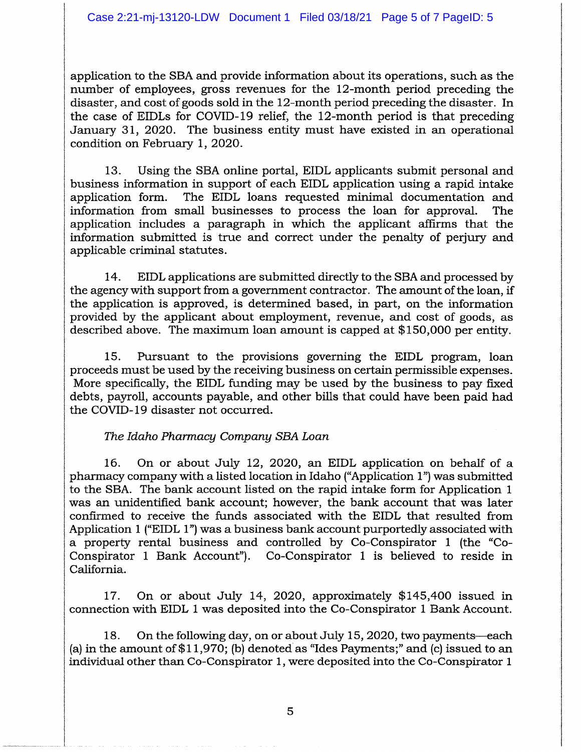application to the SBA and provide information about its operations, such as the number of employees, gross revenues for the 12-month period preceding the disaster, and cost of goods sold in the 12-month period preceding the disaster. In the case of EIDLs for COVID-19 relief, the 12-month period is that preceding January 31, 2020. The business entity must have existed in an operational condition on February 1, 2020.

13. Using the SBA online portal, EIDL applicants submit personal and business information in support of each EIDL application using a rapid intake application form. The EIDL loans requested minimal documentation and information from small businesses to process the loan for approval. The application includes a paragraph in which the applicant affirms that the information submitted is true and correct under the penalty of perjury and applicable criminal statutes.

14. EIDL applications are submitted directly to the SBA and processed by the agency with support from a government contractor. The amount of the loan, if the application is approved, is determined based, in part, on the information provided by the applicant about employment, revenue, and cost of goods, as described above. The maximum loan amount is capped at $150,000 per entity.

15. Pursuant to the provisions governing the EIDL program, loan proceeds must be used by the receiving business on certain permissible expenses. More specifically, the EIDL funding may be used by the business to pay fixed debts, payroll, accounts payable, and other bills that could have been paid had the COVID-19 disaster not occurred.

*The Idaho Pharmacy Company SBA Loan*

16. On or about July 12, 2020, an EIDL application on behalf of a pharmacy company with a listed location in Idaho ("Application 1") was submitted to the SBA. The bank account listed on the rapid intake form for Application 1 was an unidentified bank account; however, the bank account that was later confirmed to receive the funds associated with the EIDL that resulted from Application 1 ("EIDL 1") was a business bank account purportedly associated with a property rental business and controlled by Co-Conspirator 1 (the "Co-Conspirator 1 Bank Account"). Co-Conspirator 1 is believed to reside in California.

17. On or about July 14, 2020, approximately $145,400 issued in connection with EIDL 1 was deposited into the Co-Conspirator 1 Bank Account.

18. On the following day, on or about July 15, 2020, two payments—each (a) in the amount of $11,970; (b) denoted as "Ides Payments;" and (c) issued to an individual other than Co-Conspirator 1, were deposited into the Co-Conspirator 1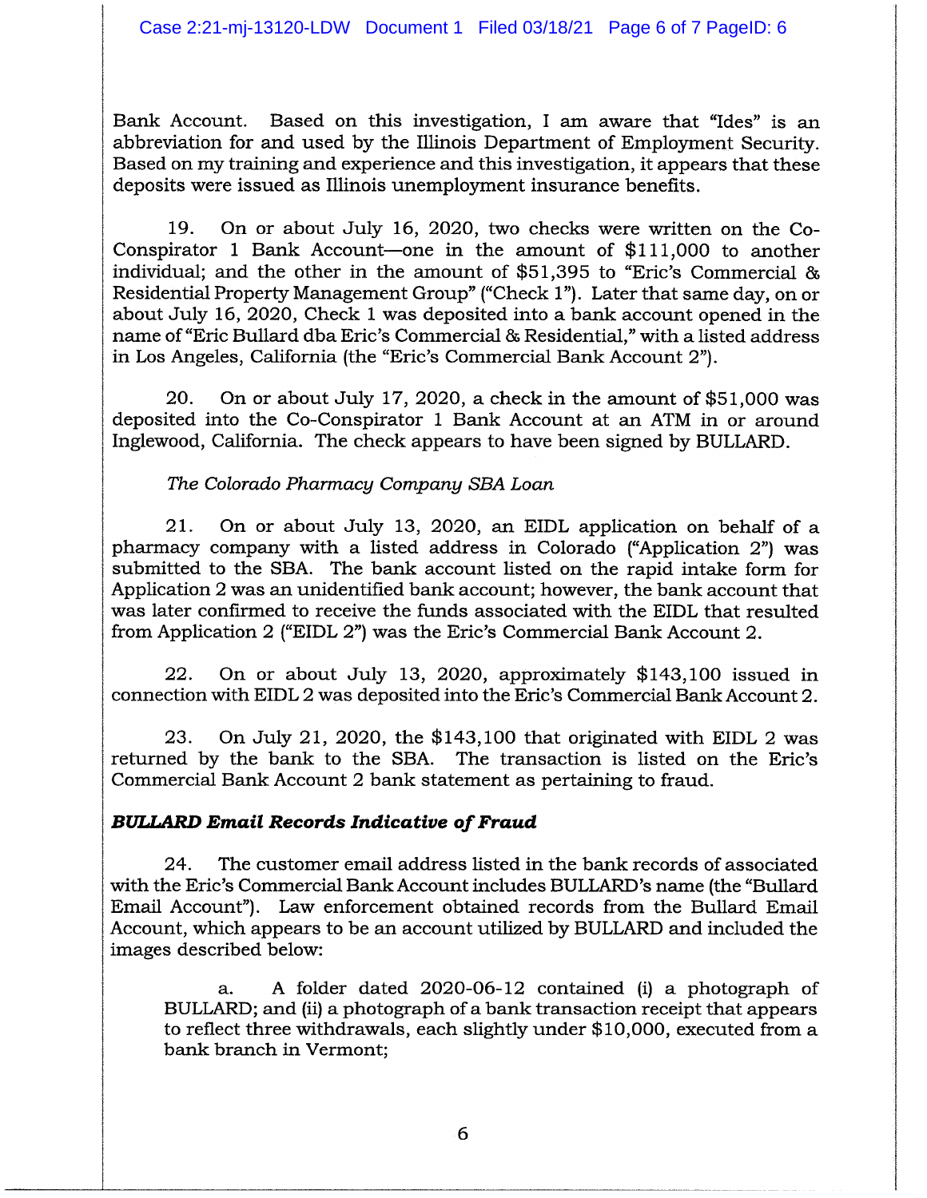Bank Account. Based on this investigation, I am aware that "Ides" is an abbreviation for and used by the Illinois Department of Employment Security. Based on my training and experience and this investigation, it appears that these deposits were issued as Illinois unemployment insurance benefits.

19. On or about July 16, 2020, two checks were written on the Co-Conspirator 1 Bank Account—one in the amount of $111,000 to another individual; and the other in the amount of $51,395 to "Eric's Commercial & Residential Property Management Group" ("Check 1"). Later that same day, on or about July 16, 2020, Check 1 was deposited into a bank account opened in the name of "Eric Bullard dba Eric's Commercial & Residential," with a listed address in Los Angeles, California (the "Eric's Commercial Bank Account 2").

20. On or about July 17, 2020, a check in the amount of $51,000 was deposited into the Co-Conspirator 1 Bank Account at an ATM in or around Inglewood, California. The check appears to have been signed by BULLARD.

*The Colorado Pharmacy Company SBA Loan*

21. On or about July 13, 2020, an EIDL application on behalf of a pharmacy company with a listed address in Colorado ("Application 2") was submitted to the SBA. The bank account listed on the rapid intake form for Application 2 was an unidentified bank account; however, the bank account that was later confirmed to receive the funds associated with the EIDL that resulted from Application 2 ("EIDL 2") was the Eric's Commercial Bank Account 2.

22. On or about July 13, 2020, approximately $143,100 issued in connection with EIDL 2 was deposited into the Eric's Commercial Bank Account 2.

23. On July 21, 2020, the $143,100 that originated with EIDL 2 was returned by the bank to the SBA. The transaction is listed on the Eric's Commercial Bank Account 2 bank statement as pertaining to fraud.

***BULLARD Email Records Indicative of Fraud***

24. The customer email address listed in the bank records of associated with the Eric's Commercial Bank Account includes BULLARD's name (the "Bullard Email Account"). Law enforcement obtained records from the Bullard Email Account, which appears to be an account utilized by BULLARD and included the images described below:

a. A folder dated 2020-06-12 contained (i) a photograph of BULLARD; and (ii) a photograph of a bank transaction receipt that appears to reflect three withdrawals, each slightly under $10,000, executed from a bank branch in Vermont;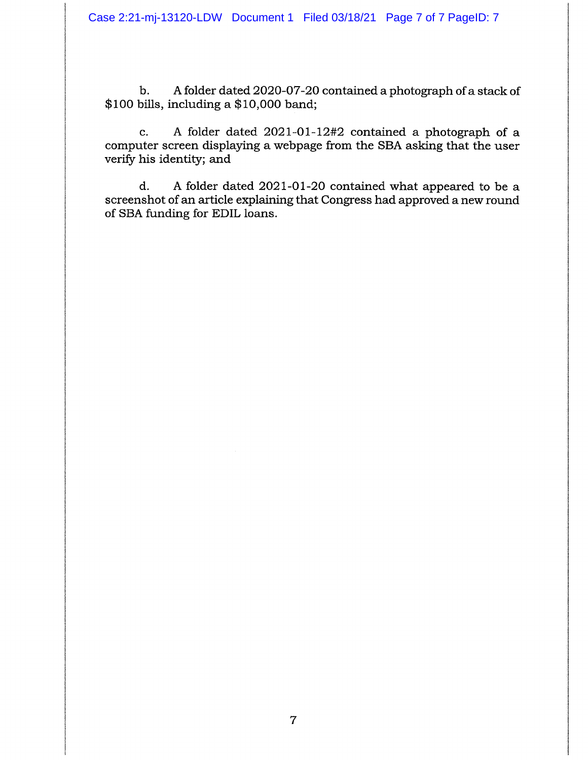b. A folder dated 2020-07-20 contained a photograph of a stack of $100 bills, including a $10,000 band;

c. A folder dated 2021-01-12#2 contained a photograph of a computer screen displaying a webpage from the SBA asking that the user verify his identity; and

d. A folder dated 2021-01-20 contained what appeared to be a screenshot of an article explaining that Congress had approved a new round of SBA funding for EDIL loans.